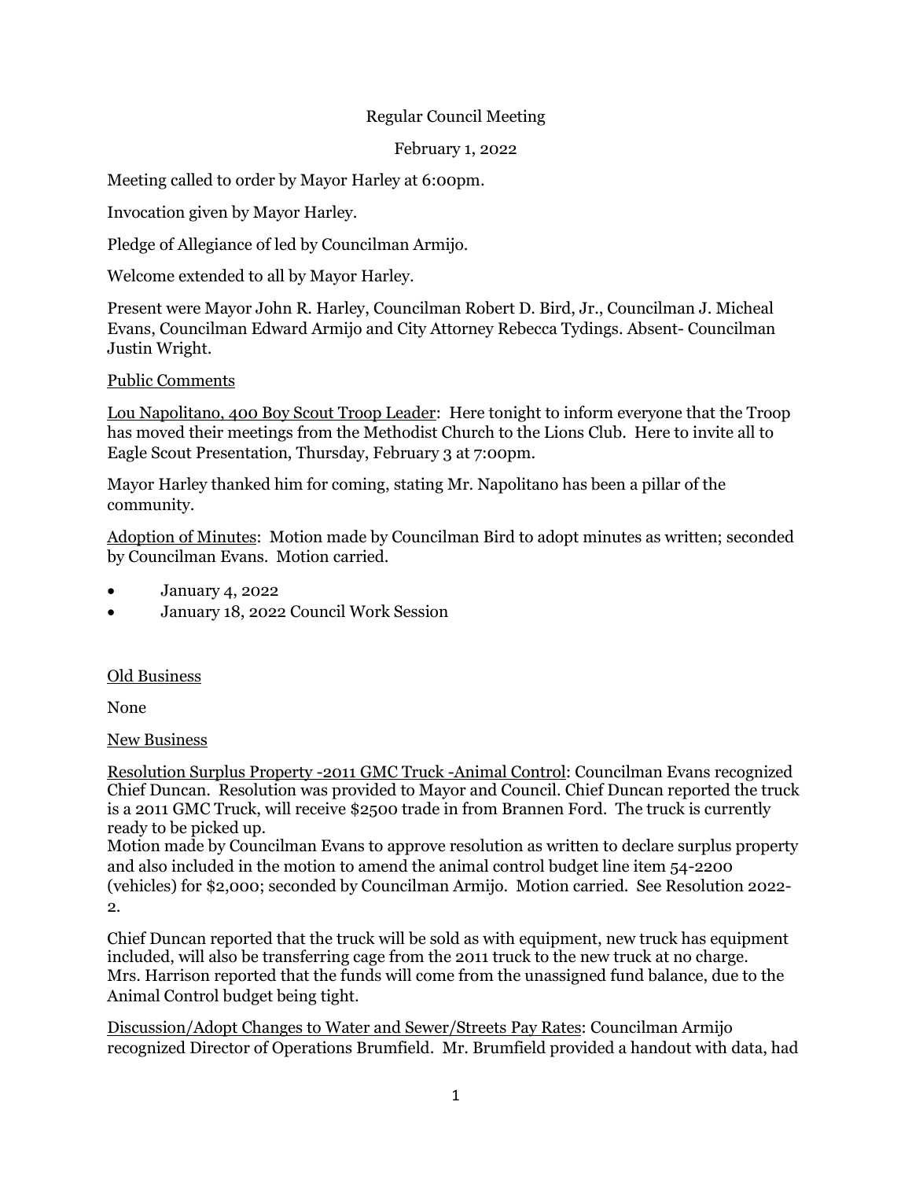Regular Council Meeting

February 1, 2022

Meeting called to order by Mayor Harley at 6:00pm.

Invocation given by Mayor Harley.

Pledge of Allegiance of led by Councilman Armijo.

Welcome extended to all by Mayor Harley.

Present were Mayor John R. Harley, Councilman Robert D. Bird, Jr., Councilman J. Micheal Evans, Councilman Edward Armijo and City Attorney Rebecca Tydings. Absent- Councilman Justin Wright.

Public Comments

Lou Napolitano, 400 Boy Scout Troop Leader: Here tonight to inform everyone that the Troop has moved their meetings from the Methodist Church to the Lions Club. Here to invite all to Eagle Scout Presentation, Thursday, February 3 at 7:00pm.

Mayor Harley thanked him for coming, stating Mr. Napolitano has been a pillar of the community.

Adoption of Minutes: Motion made by Councilman Bird to adopt minutes as written; seconded by Councilman Evans. Motion carried.

- January 4, 2022
- January 18, 2022 Council Work Session

Old Business

None

New Business

Resolution Surplus Property -2011 GMC Truck -Animal Control: Councilman Evans recognized Chief Duncan. Resolution was provided to Mayor and Council. Chief Duncan reported the truck is a 2011 GMC Truck, will receive $2500 trade in from Brannen Ford. The truck is currently ready to be picked up.
Motion made by Councilman Evans to approve resolution as written to declare surplus property and also included in the motion to amend the animal control budget line item 54-2200 (vehicles) for $2,000; seconded by Councilman Armijo. Motion carried. See Resolution 2022-2.

Chief Duncan reported that the truck will be sold as with equipment, new truck has equipment included, will also be transferring cage from the 2011 truck to the new truck at no charge.
Mrs. Harrison reported that the funds will come from the unassigned fund balance, due to the Animal Control budget being tight.

Discussion/Adopt Changes to Water and Sewer/Streets Pay Rates: Councilman Armijo recognized Director of Operations Brumfield. Mr. Brumfield provided a handout with data, had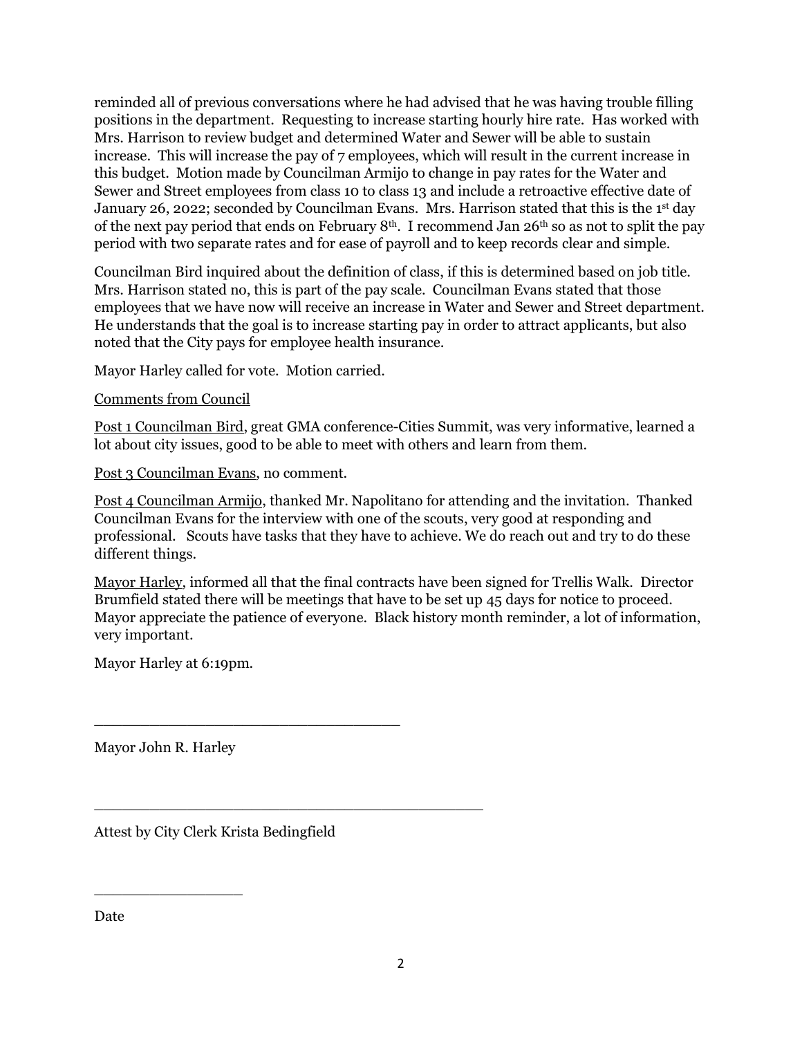reminded all of previous conversations where he had advised that he was having trouble filling positions in the department. Requesting to increase starting hourly hire rate. Has worked with Mrs. Harrison to review budget and determined Water and Sewer will be able to sustain increase. This will increase the pay of 7 employees, which will result in the current increase in this budget. Motion made by Councilman Armijo to change in pay rates for the Water and Sewer and Street employees from class 10 to class 13 and include a retroactive effective date of January 26, 2022; seconded by Councilman Evans. Mrs. Harrison stated that this is the 1st day of the next pay period that ends on February 8th. I recommend Jan 26th so as not to split the pay period with two separate rates and for ease of payroll and to keep records clear and simple.

Councilman Bird inquired about the definition of class, if this is determined based on job title. Mrs. Harrison stated no, this is part of the pay scale. Councilman Evans stated that those employees that we have now will receive an increase in Water and Sewer and Street department. He understands that the goal is to increase starting pay in order to attract applicants, but also noted that the City pays for employee health insurance.

Mayor Harley called for vote. Motion carried.

Comments from Council

Post 1 Councilman Bird, great GMA conference-Cities Summit, was very informative, learned a lot about city issues, good to be able to meet with others and learn from them.

Post 3 Councilman Evans, no comment.

Post 4 Councilman Armijo, thanked Mr. Napolitano for attending and the invitation. Thanked Councilman Evans for the interview with one of the scouts, very good at responding and professional. Scouts have tasks that they have to achieve. We do reach out and try to do these different things.

Mayor Harley, informed all that the final contracts have been signed for Trellis Walk. Director Brumfield stated there will be meetings that have to be set up 45 days for notice to proceed. Mayor appreciate the patience of everyone. Black history month reminder, a lot of information, very important.

Mayor Harley at 6:19pm.

\_\_\_\_\_\_\_\_\_\_\_\_\_\_\_\_\_\_\_\_\_\_\_\_\_\_\_\_\_\_\_\_\_\_

Mayor John R. Harley

\_\_\_\_\_\_\_\_\_\_\_\_\_\_\_\_\_\_\_\_\_\_\_\_\_\_\_\_\_\_\_\_\_\_\_\_\_\_\_\_\_\_\_\_

Attest by City Clerk Krista Bedingfield

\_\_\_\_\_\_\_\_\_\_\_\_\_\_\_\_

Date